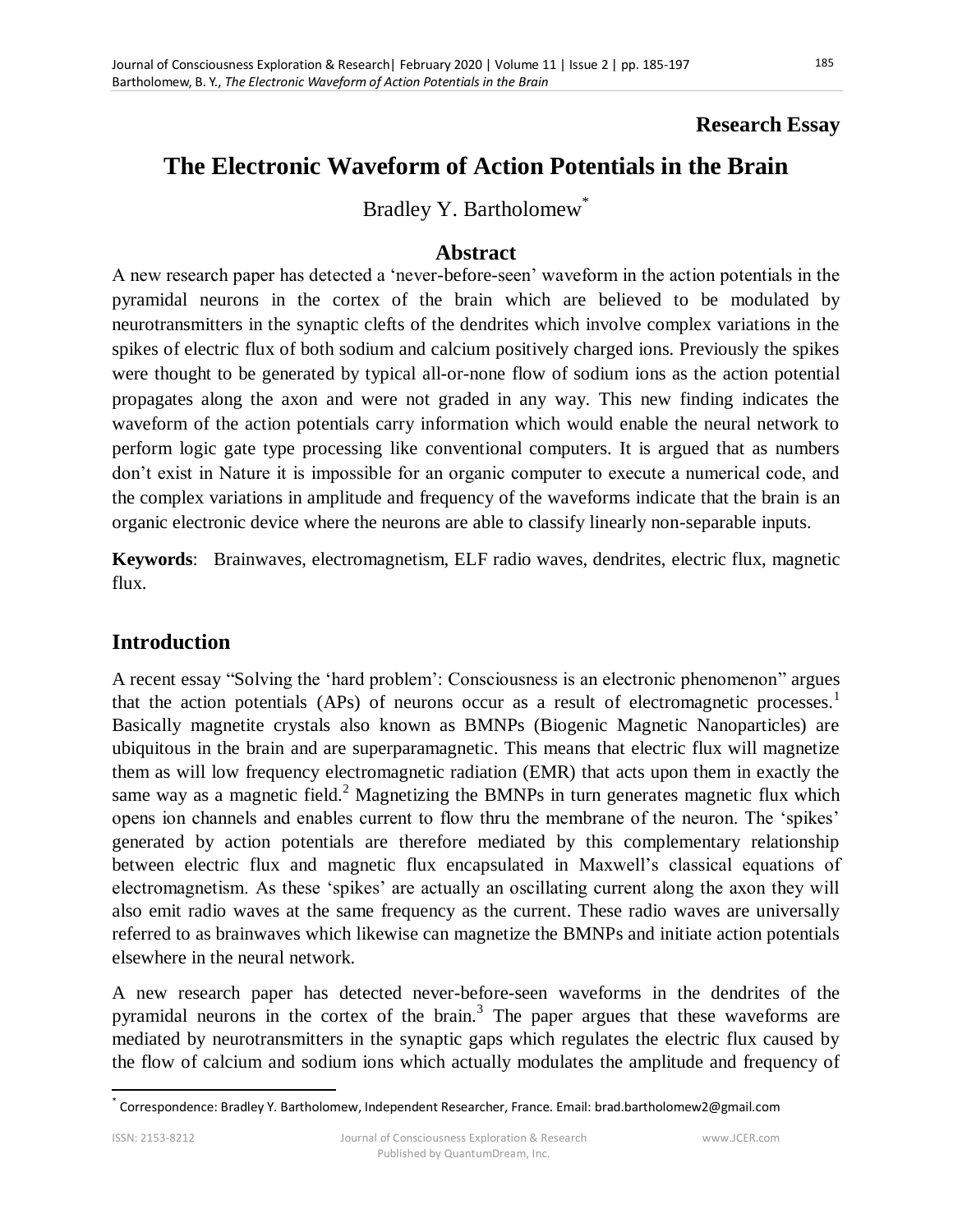**Research Essay**

# The Electronic Waveform of Action Potentials in the Brain

Bradley Y. Bartholomew[*]

## Abstract

A new research paper has detected a 'never-before-seen' waveform in the action potentials in the pyramidal neurons in the cortex of the brain which are believed to be modulated by neurotransmitters in the synaptic clefts of the dendrites which involve complex variations in the spikes of electric flux of both sodium and calcium positively charged ions. Previously the spikes were thought to be generated by typical all-or-none flow of sodium ions as the action potential propagates along the axon and were not graded in any way. This new finding indicates the waveform of the action potentials carry information which would enable the neural network to perform logic gate type processing like conventional computers. It is argued that as numbers don't exist in Nature it is impossible for an organic computer to execute a numerical code, and the complex variations in amplitude and frequency of the waveforms indicate that the brain is an organic electronic device where the neurons are able to classify linearly non-separable inputs.

**Keywords**: Brainwaves, electromagnetism, ELF radio waves, dendrites, electric flux, magnetic flux.

## Introduction

A recent essay "Solving the 'hard problem': Consciousness is an electronic phenomenon" argues that the action potentials (APs) of neurons occur as a result of electromagnetic processes.[1] Basically magnetite crystals also known as BMNPs (Biogenic Magnetic Nanoparticles) are ubiquitous in the brain and are superparamagnetic. This means that electric flux will magnetize them as will low frequency electromagnetic radiation (EMR) that acts upon them in exactly the same way as a magnetic field.[2] Magnetizing the BMNPs in turn generates magnetic flux which opens ion channels and enables current to flow thru the membrane of the neuron. The 'spikes' generated by action potentials are therefore mediated by this complementary relationship between electric flux and magnetic flux encapsulated in Maxwell's classical equations of electromagnetism. As these 'spikes' are actually an oscillating current along the axon they will also emit radio waves at the same frequency as the current. These radio waves are universally referred to as brainwaves which likewise can magnetize the BMNPs and initiate action potentials elsewhere in the neural network.

A new research paper has detected never-before-seen waveforms in the dendrites of the pyramidal neurons in the cortex of the brain.[3] The paper argues that these waveforms are mediated by neurotransmitters in the synaptic gaps which regulates the electric flux caused by the flow of calcium and sodium ions which actually modulates the amplitude and frequency of

[*] Correspondence: Bradley Y. Bartholomew, Independent Researcher, France. Email: brad.bartholomew2@gmail.com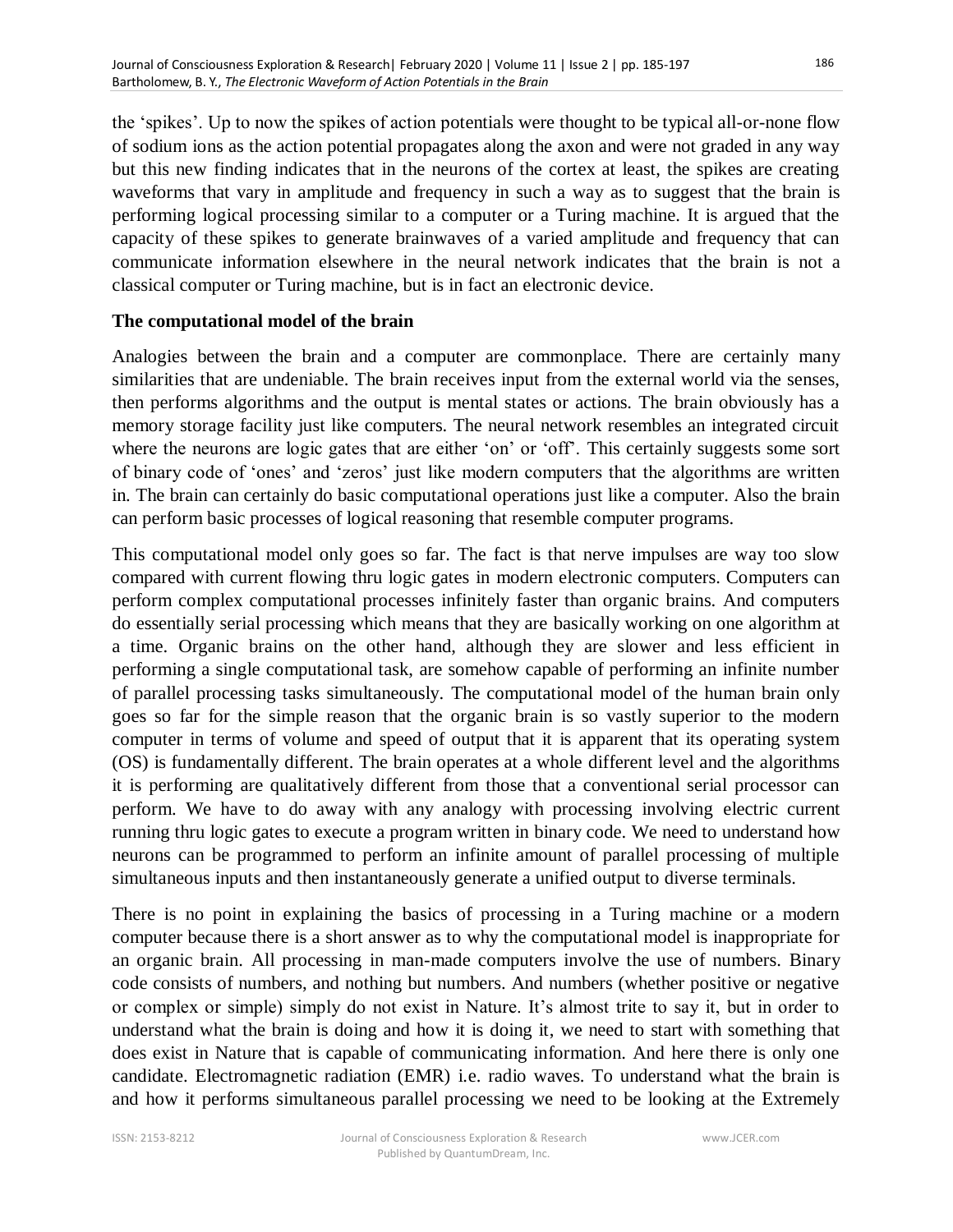the 'spikes'. Up to now the spikes of action potentials were thought to be typical all-or-none flow of sodium ions as the action potential propagates along the axon and were not graded in any way but this new finding indicates that in the neurons of the cortex at least, the spikes are creating waveforms that vary in amplitude and frequency in such a way as to suggest that the brain is performing logical processing similar to a computer or a Turing machine. It is argued that the capacity of these spikes to generate brainwaves of a varied amplitude and frequency that can communicate information elsewhere in the neural network indicates that the brain is not a classical computer or Turing machine, but is in fact an electronic device.

**The computational model of the brain**

Analogies between the brain and a computer are commonplace. There are certainly many similarities that are undeniable. The brain receives input from the external world via the senses, then performs algorithms and the output is mental states or actions. The brain obviously has a memory storage facility just like computers. The neural network resembles an integrated circuit where the neurons are logic gates that are either 'on' or 'off'. This certainly suggests some sort of binary code of 'ones' and 'zeros' just like modern computers that the algorithms are written in. The brain can certainly do basic computational operations just like a computer. Also the brain can perform basic processes of logical reasoning that resemble computer programs.

This computational model only goes so far. The fact is that nerve impulses are way too slow compared with current flowing thru logic gates in modern electronic computers. Computers can perform complex computational processes infinitely faster than organic brains. And computers do essentially serial processing which means that they are basically working on one algorithm at a time. Organic brains on the other hand, although they are slower and less efficient in performing a single computational task, are somehow capable of performing an infinite number of parallel processing tasks simultaneously. The computational model of the human brain only goes so far for the simple reason that the organic brain is so vastly superior to the modern computer in terms of volume and speed of output that it is apparent that its operating system (OS) is fundamentally different. The brain operates at a whole different level and the algorithms it is performing are qualitatively different from those that a conventional serial processor can perform. We have to do away with any analogy with processing involving electric current running thru logic gates to execute a program written in binary code. We need to understand how neurons can be programmed to perform an infinite amount of parallel processing of multiple simultaneous inputs and then instantaneously generate a unified output to diverse terminals.

There is no point in explaining the basics of processing in a Turing machine or a modern computer because there is a short answer as to why the computational model is inappropriate for an organic brain. All processing in man-made computers involve the use of numbers. Binary code consists of numbers, and nothing but numbers. And numbers (whether positive or negative or complex or simple) simply do not exist in Nature. It's almost trite to say it, but in order to understand what the brain is doing and how it is doing it, we need to start with something that does exist in Nature that is capable of communicating information. And here there is only one candidate. Electromagnetic radiation (EMR) i.e. radio waves. To understand what the brain is and how it performs simultaneous parallel processing we need to be looking at the Extremely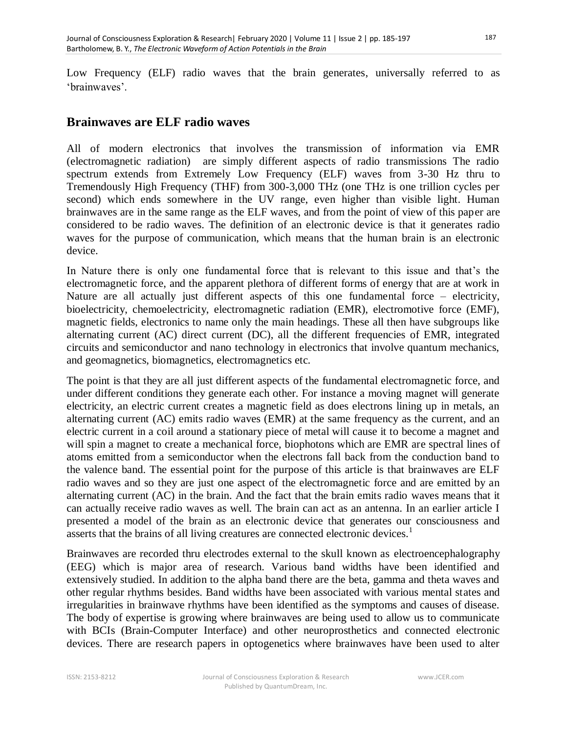Low Frequency (ELF) radio waves that the brain generates, universally referred to as 'brainwaves'.

## Brainwaves are ELF radio waves

All of modern electronics that involves the transmission of information via EMR (electromagnetic radiation) are simply different aspects of radio transmissions The radio spectrum extends from Extremely Low Frequency (ELF) waves from 3-30 Hz thru to Tremendously High Frequency (THF) from 300-3,000 THz (one THz is one trillion cycles per second) which ends somewhere in the UV range, even higher than visible light. Human brainwaves are in the same range as the ELF waves, and from the point of view of this paper are considered to be radio waves. The definition of an electronic device is that it generates radio waves for the purpose of communication, which means that the human brain is an electronic device.

In Nature there is only one fundamental force that is relevant to this issue and that's the electromagnetic force, and the apparent plethora of different forms of energy that are at work in Nature are all actually just different aspects of this one fundamental force – electricity, bioelectricity, chemoelectricity, electromagnetic radiation (EMR), electromotive force (EMF), magnetic fields, electronics to name only the main headings. These all then have subgroups like alternating current (AC) direct current (DC), all the different frequencies of EMR, integrated circuits and semiconductor and nano technology in electronics that involve quantum mechanics, and geomagnetics, biomagnetics, electromagnetics etc.

The point is that they are all just different aspects of the fundamental electromagnetic force, and under different conditions they generate each other. For instance a moving magnet will generate electricity, an electric current creates a magnetic field as does electrons lining up in metals, an alternating current (AC) emits radio waves (EMR) at the same frequency as the current, and an electric current in a coil around a stationary piece of metal will cause it to become a magnet and will spin a magnet to create a mechanical force, biophotons which are EMR are spectral lines of atoms emitted from a semiconductor when the electrons fall back from the conduction band to the valence band. The essential point for the purpose of this article is that brainwaves are ELF radio waves and so they are just one aspect of the electromagnetic force and are emitted by an alternating current (AC) in the brain. And the fact that the brain emits radio waves means that it can actually receive radio waves as well. The brain can act as an antenna. In an earlier article I presented a model of the brain as an electronic device that generates our consciousness and asserts that the brains of all living creatures are connected electronic devices.[1]

Brainwaves are recorded thru electrodes external to the skull known as electroencephalography (EEG) which is major area of research. Various band widths have been identified and extensively studied. In addition to the alpha band there are the beta, gamma and theta waves and other regular rhythms besides. Band widths have been associated with various mental states and irregularities in brainwave rhythms have been identified as the symptoms and causes of disease. The body of expertise is growing where brainwaves are being used to allow us to communicate with BCIs (Brain-Computer Interface) and other neuroprosthetics and connected electronic devices. There are research papers in optogenetics where brainwaves have been used to alter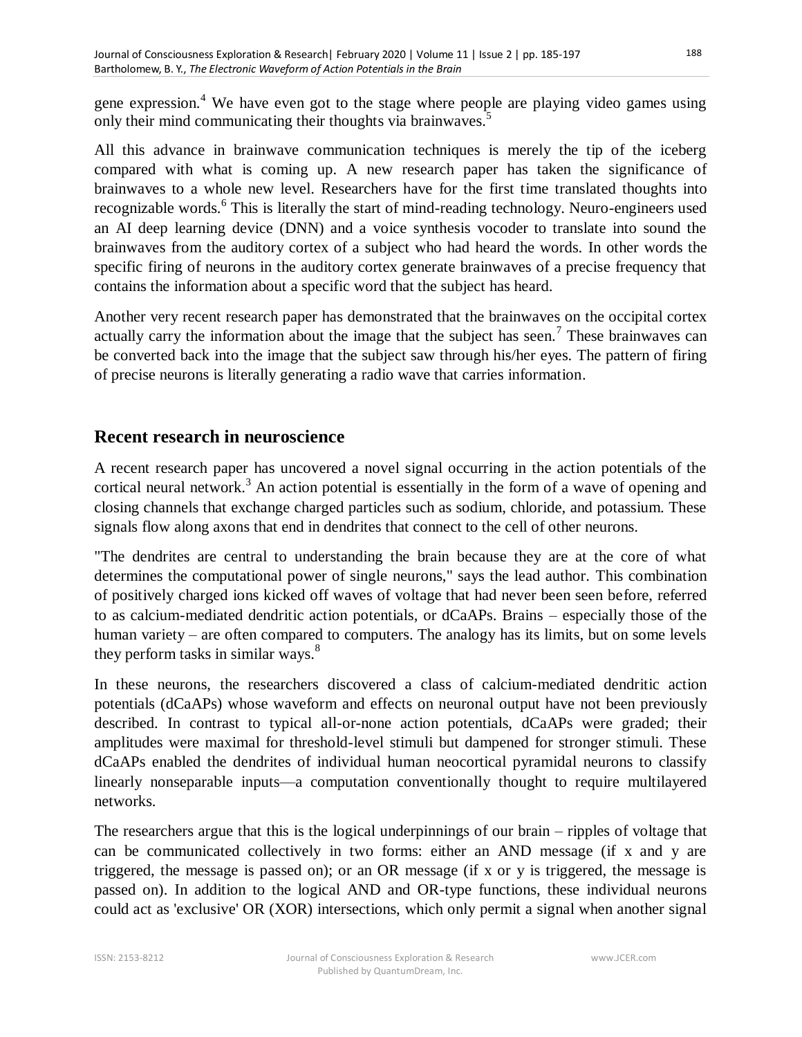gene expression.[4] We have even got to the stage where people are playing video games using only their mind communicating their thoughts via brainwaves.[5]

All this advance in brainwave communication techniques is merely the tip of the iceberg compared with what is coming up. A new research paper has taken the significance of brainwaves to a whole new level. Researchers have for the first time translated thoughts into recognizable words.[6] This is literally the start of mind-reading technology. Neuro-engineers used an AI deep learning device (DNN) and a voice synthesis vocoder to translate into sound the brainwaves from the auditory cortex of a subject who had heard the words. In other words the specific firing of neurons in the auditory cortex generate brainwaves of a precise frequency that contains the information about a specific word that the subject has heard.

Another very recent research paper has demonstrated that the brainwaves on the occipital cortex actually carry the information about the image that the subject has seen.[7] These brainwaves can be converted back into the image that the subject saw through his/her eyes. The pattern of firing of precise neurons is literally generating a radio wave that carries information.

## Recent research in neuroscience

A recent research paper has uncovered a novel signal occurring in the action potentials of the cortical neural network.[3] An action potential is essentially in the form of a wave of opening and closing channels that exchange charged particles such as sodium, chloride, and potassium. These signals flow along axons that end in dendrites that connect to the cell of other neurons.

"The dendrites are central to understanding the brain because they are at the core of what determines the computational power of single neurons," says the lead author. This combination of positively charged ions kicked off waves of voltage that had never been seen before, referred to as calcium-mediated dendritic action potentials, or dCaAPs. Brains – especially those of the human variety – are often compared to computers. The analogy has its limits, but on some levels they perform tasks in similar ways.[8]

In these neurons, the researchers discovered a class of calcium-mediated dendritic action potentials (dCaAPs) whose waveform and effects on neuronal output have not been previously described. In contrast to typical all-or-none action potentials, dCaAPs were graded; their amplitudes were maximal for threshold-level stimuli but dampened for stronger stimuli. These dCaAPs enabled the dendrites of individual human neocortical pyramidal neurons to classify linearly nonseparable inputs—a computation conventionally thought to require multilayered networks.

The researchers argue that this is the logical underpinnings of our brain – ripples of voltage that can be communicated collectively in two forms: either an AND message (if x and y are triggered, the message is passed on); or an OR message (if x or y is triggered, the message is passed on). In addition to the logical AND and OR-type functions, these individual neurons could act as 'exclusive' OR (XOR) intersections, which only permit a signal when another signal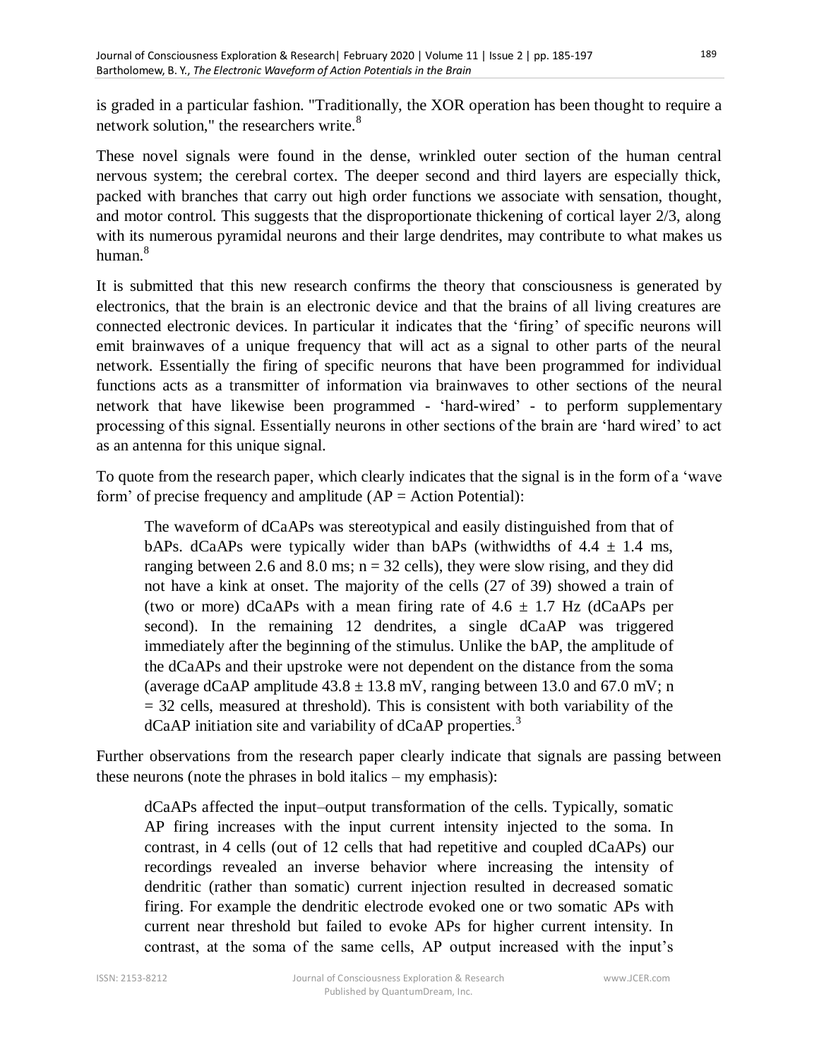is graded in a particular fashion. "Traditionally, the XOR operation has been thought to require a network solution," the researchers write.[8]

These novel signals were found in the dense, wrinkled outer section of the human central nervous system; the cerebral cortex. The deeper second and third layers are especially thick, packed with branches that carry out high order functions we associate with sensation, thought, and motor control. This suggests that the disproportionate thickening of cortical layer 2/3, along with its numerous pyramidal neurons and their large dendrites, may contribute to what makes us human.[8]

It is submitted that this new research confirms the theory that consciousness is generated by electronics, that the brain is an electronic device and that the brains of all living creatures are connected electronic devices. In particular it indicates that the 'firing' of specific neurons will emit brainwaves of a unique frequency that will act as a signal to other parts of the neural network. Essentially the firing of specific neurons that have been programmed for individual functions acts as a transmitter of information via brainwaves to other sections of the neural network that have likewise been programmed - 'hard-wired' - to perform supplementary processing of this signal. Essentially neurons in other sections of the brain are 'hard wired' to act as an antenna for this unique signal.

To quote from the research paper, which clearly indicates that the signal is in the form of a 'wave form' of precise frequency and amplitude (AP = Action Potential):

> The waveform of dCaAPs was stereotypical and easily distinguished from that of bAPs. dCaAPs were typically wider than bAPs (withwidths of 4.4 ± 1.4 ms, ranging between 2.6 and 8.0 ms; n = 32 cells), they were slow rising, and they did not have a kink at onset. The majority of the cells (27 of 39) showed a train of (two or more) dCaAPs with a mean firing rate of 4.6 ± 1.7 Hz (dCaAPs per second). In the remaining 12 dendrites, a single dCaAP was triggered immediately after the beginning of the stimulus. Unlike the bAP, the amplitude of the dCaAPs and their upstroke were not dependent on the distance from the soma (average dCaAP amplitude 43.8 ± 13.8 mV, ranging between 13.0 and 67.0 mV; n = 32 cells, measured at threshold). This is consistent with both variability of the dCaAP initiation site and variability of dCaAP properties.[3]

Further observations from the research paper clearly indicate that signals are passing between these neurons (note the phrases in bold italics – my emphasis):

> dCaAPs affected the input–output transformation of the cells. Typically, somatic AP firing increases with the input current intensity injected to the soma. In contrast, in 4 cells (out of 12 cells that had repetitive and coupled dCaAPs) our recordings revealed an inverse behavior where increasing the intensity of dendritic (rather than somatic) current injection resulted in decreased somatic firing. For example the dendritic electrode evoked one or two somatic APs with current near threshold but failed to evoke APs for higher current intensity. In contrast, at the soma of the same cells, AP output increased with the input's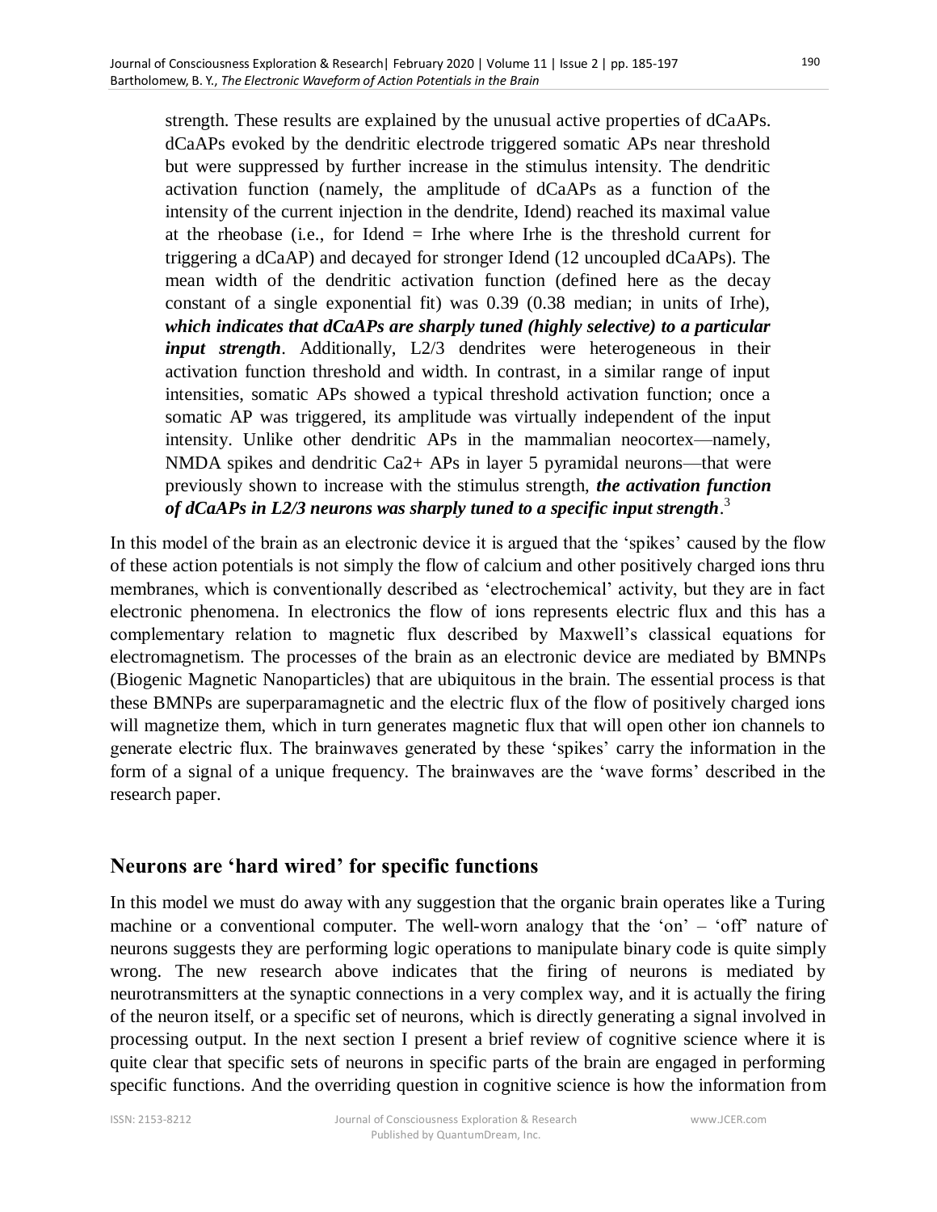> strength. These results are explained by the unusual active properties of dCaAPs. dCaAPs evoked by the dendritic electrode triggered somatic APs near threshold but were suppressed by further increase in the stimulus intensity. The dendritic activation function (namely, the amplitude of dCaAPs as a function of the intensity of the current injection in the dendrite, Idend) reached its maximal value at the rheobase (i.e., for Idend = Irhe where Irhe is the threshold current for triggering a dCaAP) and decayed for stronger Idend (12 uncoupled dCaAPs). The mean width of the dendritic activation function (defined here as the decay constant of a single exponential fit) was 0.39 (0.38 median; in units of Irhe), ***which indicates that dCaAPs are sharply tuned (highly selective) to a particular input strength***. Additionally, L2/3 dendrites were heterogeneous in their activation function threshold and width. In contrast, in a similar range of input intensities, somatic APs showed a typical threshold activation function; once a somatic AP was triggered, its amplitude was virtually independent of the input intensity. Unlike other dendritic APs in the mammalian neocortex—namely, NMDA spikes and dendritic $Ca^{2+}$ APs in layer 5 pyramidal neurons—that were previously shown to increase with the stimulus strength, ***the activation function of dCaAPs in L2/3 neurons was sharply tuned to a specific input strength***.[3]

In this model of the brain as an electronic device it is argued that the 'spikes' caused by the flow of these action potentials is not simply the flow of calcium and other positively charged ions thru membranes, which is conventionally described as 'electrochemical' activity, but they are in fact electronic phenomena. In electronics the flow of ions represents electric flux and this has a complementary relation to magnetic flux described by Maxwell's classical equations for electromagnetism. The processes of the brain as an electronic device are mediated by BMNPs (Biogenic Magnetic Nanoparticles) that are ubiquitous in the brain. The essential process is that these BMNPs are superparamagnetic and the electric flux of the flow of positively charged ions will magnetize them, which in turn generates magnetic flux that will open other ion channels to generate electric flux. The brainwaves generated by these 'spikes' carry the information in the form of a signal of a unique frequency. The brainwaves are the 'wave forms' described in the research paper.

## Neurons are 'hard wired' for specific functions

In this model we must do away with any suggestion that the organic brain operates like a Turing machine or a conventional computer. The well-worn analogy that the 'on' – 'off' nature of neurons suggests they are performing logic operations to manipulate binary code is quite simply wrong. The new research above indicates that the firing of neurons is mediated by neurotransmitters at the synaptic connections in a very complex way, and it is actually the firing of the neuron itself, or a specific set of neurons, which is directly generating a signal involved in processing output. In the next section I present a brief review of cognitive science where it is quite clear that specific sets of neurons in specific parts of the brain are engaged in performing specific functions. And the overriding question in cognitive science is how the information from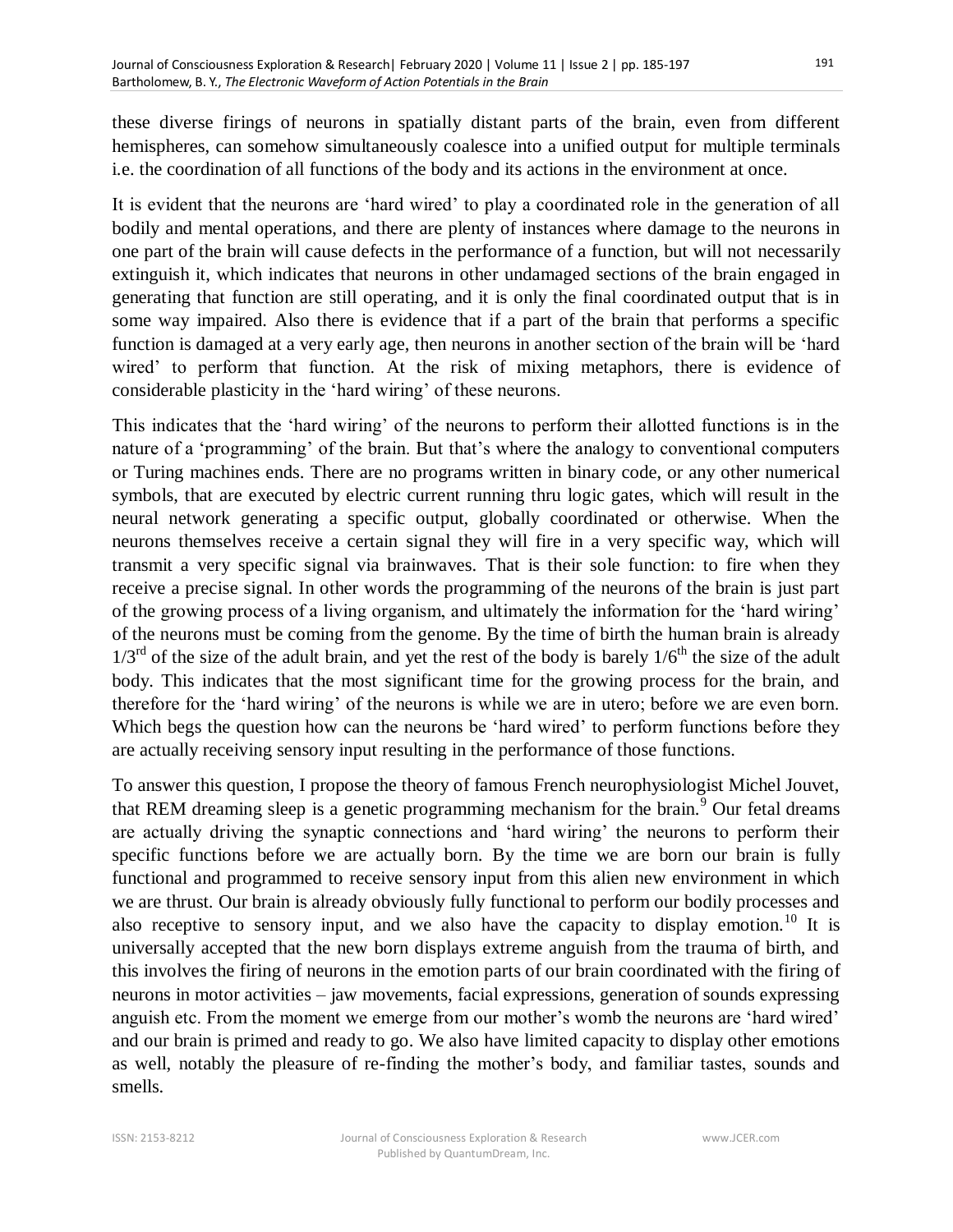these diverse firings of neurons in spatially distant parts of the brain, even from different hemispheres, can somehow simultaneously coalesce into a unified output for multiple terminals i.e. the coordination of all functions of the body and its actions in the environment at once.

It is evident that the neurons are 'hard wired' to play a coordinated role in the generation of all bodily and mental operations, and there are plenty of instances where damage to the neurons in one part of the brain will cause defects in the performance of a function, but will not necessarily extinguish it, which indicates that neurons in other undamaged sections of the brain engaged in generating that function are still operating, and it is only the final coordinated output that is in some way impaired. Also there is evidence that if a part of the brain that performs a specific function is damaged at a very early age, then neurons in another section of the brain will be 'hard wired' to perform that function. At the risk of mixing metaphors, there is evidence of considerable plasticity in the 'hard wiring' of these neurons.

This indicates that the 'hard wiring' of the neurons to perform their allotted functions is in the nature of a 'programming' of the brain. But that's where the analogy to conventional computers or Turing machines ends. There are no programs written in binary code, or any other numerical symbols, that are executed by electric current running thru logic gates, which will result in the neural network generating a specific output, globally coordinated or otherwise. When the neurons themselves receive a certain signal they will fire in a very specific way, which will transmit a very specific signal via brainwaves. That is their sole function: to fire when they receive a precise signal. In other words the programming of the neurons of the brain is just part of the growing process of a living organism, and ultimately the information for the 'hard wiring' of the neurons must be coming from the genome. By the time of birth the human brain is already $1/3^{rd}$ of the size of the adult brain, and yet the rest of the body is barely $1/6^{th}$ the size of the adult body. This indicates that the most significant time for the growing process for the brain, and therefore for the 'hard wiring' of the neurons is while we are in utero; before we are even born. Which begs the question how can the neurons be 'hard wired' to perform functions before they are actually receiving sensory input resulting in the performance of those functions.

To answer this question, I propose the theory of famous French neurophysiologist Michel Jouvet, that REM dreaming sleep is a genetic programming mechanism for the brain.[9] Our fetal dreams are actually driving the synaptic connections and 'hard wiring' the neurons to perform their specific functions before we are actually born. By the time we are born our brain is fully functional and programmed to receive sensory input from this alien new environment in which we are thrust. Our brain is already obviously fully functional to perform our bodily processes and also receptive to sensory input, and we also have the capacity to display emotion.[10] It is universally accepted that the new born displays extreme anguish from the trauma of birth, and this involves the firing of neurons in the emotion parts of our brain coordinated with the firing of neurons in motor activities – jaw movements, facial expressions, generation of sounds expressing anguish etc. From the moment we emerge from our mother's womb the neurons are 'hard wired' and our brain is primed and ready to go. We also have limited capacity to display other emotions as well, notably the pleasure of re-finding the mother's body, and familiar tastes, sounds and smells.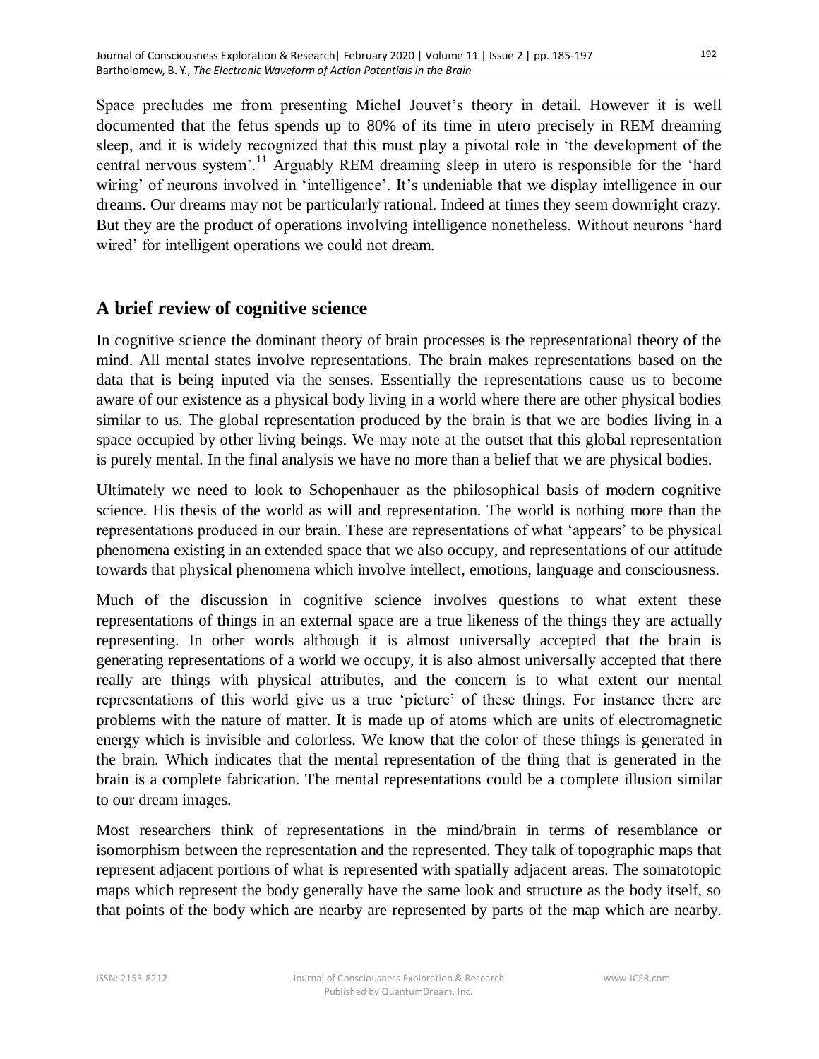Space precludes me from presenting Michel Jouvet's theory in detail. However it is well documented that the fetus spends up to 80% of its time in utero precisely in REM dreaming sleep, and it is widely recognized that this must play a pivotal role in 'the development of the central nervous system'.[11] Arguably REM dreaming sleep in utero is responsible for the 'hard wiring' of neurons involved in 'intelligence'. It's undeniable that we display intelligence in our dreams. Our dreams may not be particularly rational. Indeed at times they seem downright crazy. But they are the product of operations involving intelligence nonetheless. Without neurons 'hard wired' for intelligent operations we could not dream.

## A brief review of cognitive science

In cognitive science the dominant theory of brain processes is the representational theory of the mind. All mental states involve representations. The brain makes representations based on the data that is being inputed via the senses. Essentially the representations cause us to become aware of our existence as a physical body living in a world where there are other physical bodies similar to us. The global representation produced by the brain is that we are bodies living in a space occupied by other living beings. We may note at the outset that this global representation is purely mental. In the final analysis we have no more than a belief that we are physical bodies.

Ultimately we need to look to Schopenhauer as the philosophical basis of modern cognitive science. His thesis of the world as will and representation. The world is nothing more than the representations produced in our brain. These are representations of what 'appears' to be physical phenomena existing in an extended space that we also occupy, and representations of our attitude towards that physical phenomena which involve intellect, emotions, language and consciousness.

Much of the discussion in cognitive science involves questions to what extent these representations of things in an external space are a true likeness of the things they are actually representing. In other words although it is almost universally accepted that the brain is generating representations of a world we occupy, it is also almost universally accepted that there really are things with physical attributes, and the concern is to what extent our mental representations of this world give us a true 'picture' of these things. For instance there are problems with the nature of matter. It is made up of atoms which are units of electromagnetic energy which is invisible and colorless. We know that the color of these things is generated in the brain. Which indicates that the mental representation of the thing that is generated in the brain is a complete fabrication. The mental representations could be a complete illusion similar to our dream images.

Most researchers think of representations in the mind/brain in terms of resemblance or isomorphism between the representation and the represented. They talk of topographic maps that represent adjacent portions of what is represented with spatially adjacent areas. The somatotopic maps which represent the body generally have the same look and structure as the body itself, so that points of the body which are nearby are represented by parts of the map which are nearby.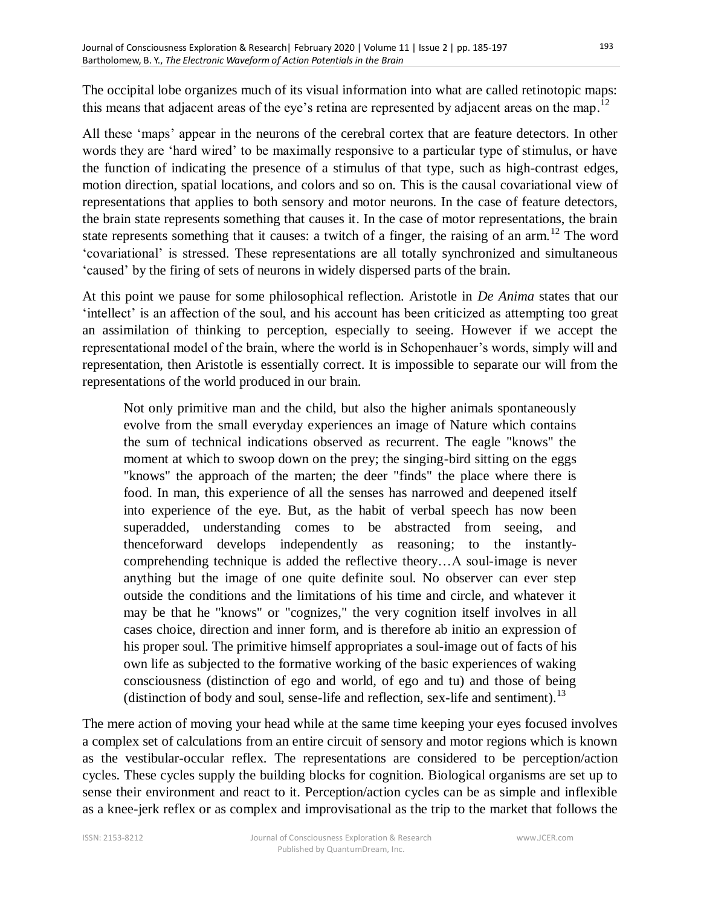The occipital lobe organizes much of its visual information into what are called retinotopic maps: this means that adjacent areas of the eye's retina are represented by adjacent areas on the map.[12]

All these 'maps' appear in the neurons of the cerebral cortex that are feature detectors. In other words they are 'hard wired' to be maximally responsive to a particular type of stimulus, or have the function of indicating the presence of a stimulus of that type, such as high-contrast edges, motion direction, spatial locations, and colors and so on. This is the causal covariational view of representations that applies to both sensory and motor neurons. In the case of feature detectors, the brain state represents something that causes it. In the case of motor representations, the brain state represents something that it causes: a twitch of a finger, the raising of an arm.[12] The word 'covariational' is stressed. These representations are all totally synchronized and simultaneous 'caused' by the firing of sets of neurons in widely dispersed parts of the brain.

At this point we pause for some philosophical reflection. Aristotle in *De Anima* states that our 'intellect' is an affection of the soul, and his account has been criticized as attempting too great an assimilation of thinking to perception, especially to seeing. However if we accept the representational model of the brain, where the world is in Schopenhauer's words, simply will and representation, then Aristotle is essentially correct. It is impossible to separate our will from the representations of the world produced in our brain.

> Not only primitive man and the child, but also the higher animals spontaneously evolve from the small everyday experiences an image of Nature which contains the sum of technical indications observed as recurrent. The eagle "knows" the moment at which to swoop down on the prey; the singing-bird sitting on the eggs "knows" the approach of the marten; the deer "finds" the place where there is food. In man, this experience of all the senses has narrowed and deepened itself into experience of the eye. But, as the habit of verbal speech has now been superadded, understanding comes to be abstracted from seeing, and thenceforward develops independently as reasoning; to the instantly-comprehending technique is added the reflective theory…A soul-image is never anything but the image of one quite definite soul. No observer can ever step outside the conditions and the limitations of his time and circle, and whatever it may be that he "knows" or "cognizes," the very cognition itself involves in all cases choice, direction and inner form, and is therefore ab initio an expression of his proper soul. The primitive himself appropriates a soul-image out of facts of his own life as subjected to the formative working of the basic experiences of waking consciousness (distinction of ego and world, of ego and tu) and those of being (distinction of body and soul, sense-life and reflection, sex-life and sentiment).[13]

The mere action of moving your head while at the same time keeping your eyes focused involves a complex set of calculations from an entire circuit of sensory and motor regions which is known as the vestibular-occular reflex. The representations are considered to be perception/action cycles. These cycles supply the building blocks for cognition. Biological organisms are set up to sense their environment and react to it. Perception/action cycles can be as simple and inflexible as a knee-jerk reflex or as complex and improvisational as the trip to the market that follows the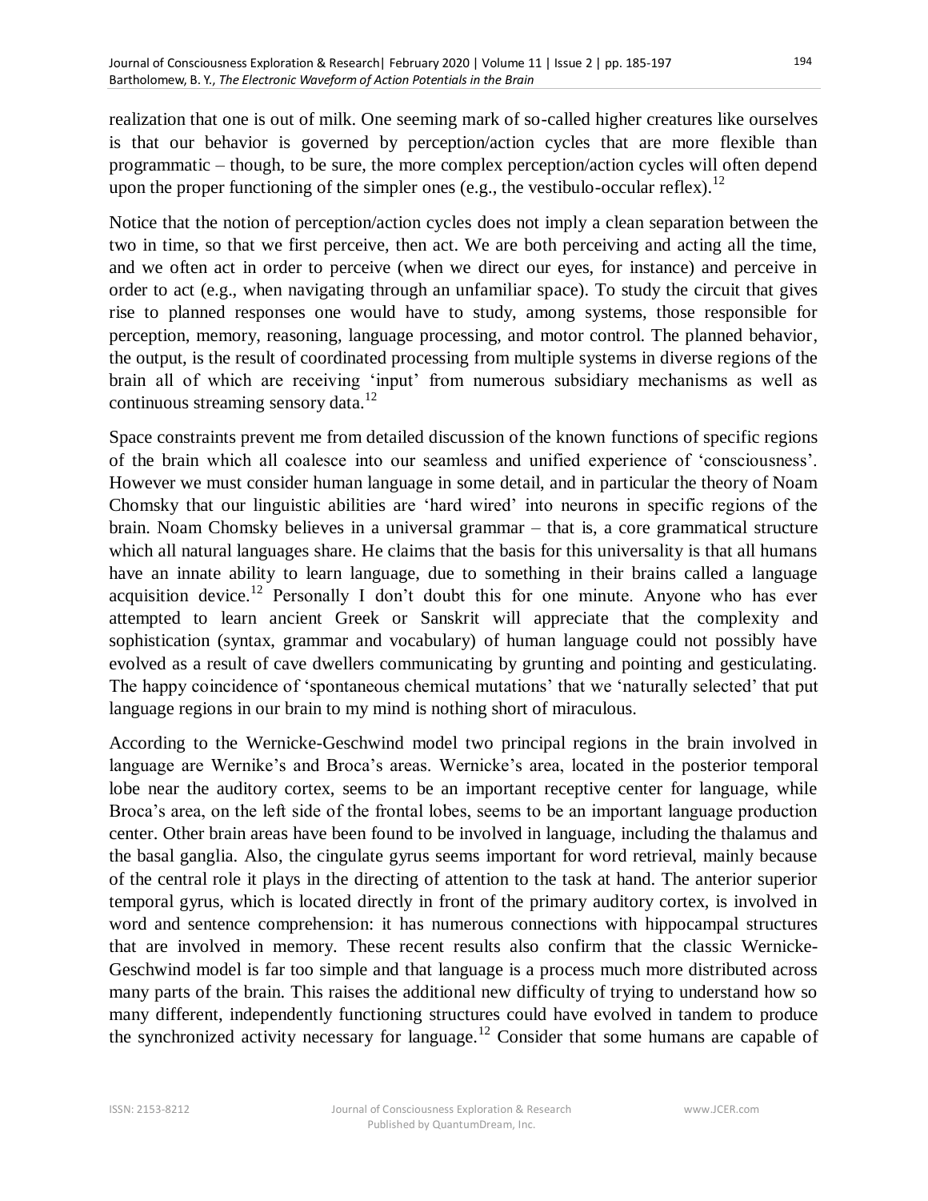realization that one is out of milk. One seeming mark of so-called higher creatures like ourselves is that our behavior is governed by perception/action cycles that are more flexible than programmatic – though, to be sure, the more complex perception/action cycles will often depend upon the proper functioning of the simpler ones (e.g., the vestibulo-occular reflex).[12]

Notice that the notion of perception/action cycles does not imply a clean separation between the two in time, so that we first perceive, then act. We are both perceiving and acting all the time, and we often act in order to perceive (when we direct our eyes, for instance) and perceive in order to act (e.g., when navigating through an unfamiliar space). To study the circuit that gives rise to planned responses one would have to study, among systems, those responsible for perception, memory, reasoning, language processing, and motor control. The planned behavior, the output, is the result of coordinated processing from multiple systems in diverse regions of the brain all of which are receiving 'input' from numerous subsidiary mechanisms as well as continuous streaming sensory data.[12]

Space constraints prevent me from detailed discussion of the known functions of specific regions of the brain which all coalesce into our seamless and unified experience of 'consciousness'. However we must consider human language in some detail, and in particular the theory of Noam Chomsky that our linguistic abilities are 'hard wired' into neurons in specific regions of the brain. Noam Chomsky believes in a universal grammar – that is, a core grammatical structure which all natural languages share. He claims that the basis for this universality is that all humans have an innate ability to learn language, due to something in their brains called a language acquisition device.[12] Personally I don't doubt this for one minute. Anyone who has ever attempted to learn ancient Greek or Sanskrit will appreciate that the complexity and sophistication (syntax, grammar and vocabulary) of human language could not possibly have evolved as a result of cave dwellers communicating by grunting and pointing and gesticulating. The happy coincidence of 'spontaneous chemical mutations' that we 'naturally selected' that put language regions in our brain to my mind is nothing short of miraculous.

According to the Wernicke-Geschwind model two principal regions in the brain involved in language are Wernike's and Broca's areas. Wernicke's area, located in the posterior temporal lobe near the auditory cortex, seems to be an important receptive center for language, while Broca's area, on the left side of the frontal lobes, seems to be an important language production center. Other brain areas have been found to be involved in language, including the thalamus and the basal ganglia. Also, the cingulate gyrus seems important for word retrieval, mainly because of the central role it plays in the directing of attention to the task at hand. The anterior superior temporal gyrus, which is located directly in front of the primary auditory cortex, is involved in word and sentence comprehension: it has numerous connections with hippocampal structures that are involved in memory. These recent results also confirm that the classic Wernicke-Geschwind model is far too simple and that language is a process much more distributed across many parts of the brain. This raises the additional new difficulty of trying to understand how so many different, independently functioning structures could have evolved in tandem to produce the synchronized activity necessary for language.[12] Consider that some humans are capable of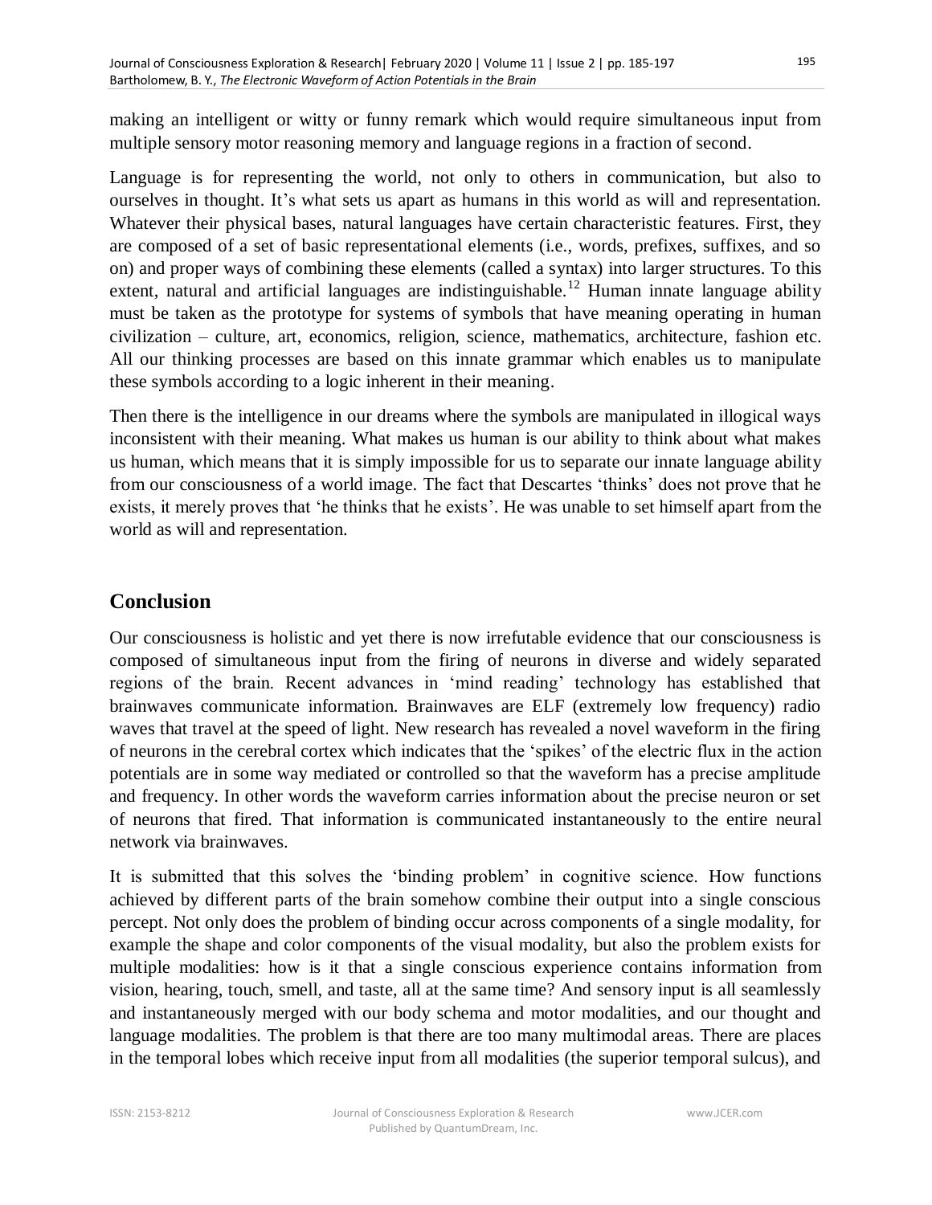making an intelligent or witty or funny remark which would require simultaneous input from multiple sensory motor reasoning memory and language regions in a fraction of second.

Language is for representing the world, not only to others in communication, but also to ourselves in thought. It's what sets us apart as humans in this world as will and representation. Whatever their physical bases, natural languages have certain characteristic features. First, they are composed of a set of basic representational elements (i.e., words, prefixes, suffixes, and so on) and proper ways of combining these elements (called a syntax) into larger structures. To this extent, natural and artificial languages are indistinguishable.[12] Human innate language ability must be taken as the prototype for systems of symbols that have meaning operating in human civilization – culture, art, economics, religion, science, mathematics, architecture, fashion etc. All our thinking processes are based on this innate grammar which enables us to manipulate these symbols according to a logic inherent in their meaning.

Then there is the intelligence in our dreams where the symbols are manipulated in illogical ways inconsistent with their meaning. What makes us human is our ability to think about what makes us human, which means that it is simply impossible for us to separate our innate language ability from our consciousness of a world image. The fact that Descartes 'thinks' does not prove that he exists, it merely proves that 'he thinks that he exists'. He was unable to set himself apart from the world as will and representation.

## Conclusion

Our consciousness is holistic and yet there is now irrefutable evidence that our consciousness is composed of simultaneous input from the firing of neurons in diverse and widely separated regions of the brain. Recent advances in 'mind reading' technology has established that brainwaves communicate information. Brainwaves are ELF (extremely low frequency) radio waves that travel at the speed of light. New research has revealed a novel waveform in the firing of neurons in the cerebral cortex which indicates that the 'spikes' of the electric flux in the action potentials are in some way mediated or controlled so that the waveform has a precise amplitude and frequency. In other words the waveform carries information about the precise neuron or set of neurons that fired. That information is communicated instantaneously to the entire neural network via brainwaves.

It is submitted that this solves the 'binding problem' in cognitive science. How functions achieved by different parts of the brain somehow combine their output into a single conscious percept. Not only does the problem of binding occur across components of a single modality, for example the shape and color components of the visual modality, but also the problem exists for multiple modalities: how is it that a single conscious experience contains information from vision, hearing, touch, smell, and taste, all at the same time? And sensory input is all seamlessly and instantaneously merged with our body schema and motor modalities, and our thought and language modalities. The problem is that there are too many multimodal areas. There are places in the temporal lobes which receive input from all modalities (the superior temporal sulcus), and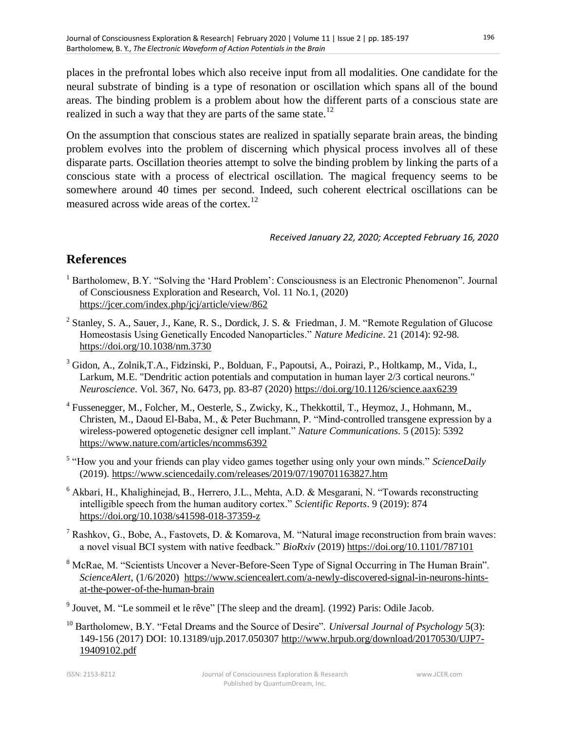places in the prefrontal lobes which also receive input from all modalities. One candidate for the neural substrate of binding is a type of resonation or oscillation which spans all of the bound areas. The binding problem is a problem about how the different parts of a conscious state are realized in such a way that they are parts of the same state.[12]

On the assumption that conscious states are realized in spatially separate brain areas, the binding problem evolves into the problem of discerning which physical process involves all of these disparate parts. Oscillation theories attempt to solve the binding problem by linking the parts of a conscious state with a process of electrical oscillation. The magical frequency seems to be somewhere around 40 times per second. Indeed, such coherent electrical oscillations can be measured across wide areas of the cortex.[12]

*Received January 22, 2020; Accepted February 16, 2020*

## References

[1] Bartholomew, B.Y. "Solving the 'Hard Problem': Consciousness is an Electronic Phenomenon". Journal of Consciousness Exploration and Research, Vol. 11 No.1, (2020) https://jcer.com/index.php/jcj/article/view/862

[2] Stanley, S. A., Sauer, J., Kane, R. S., Dordick, J. S. & Friedman, J. M. "Remote Regulation of Glucose Homeostasis Using Genetically Encoded Nanoparticles." *Nature Medicine*. 21 (2014): 92-98. https://doi.org/10.1038/nm.3730

[3] Gidon, A., Zolnik,T.A., Fidzinski, P., Bolduan, F., Papoutsi, A., Poirazi, P., Holtkamp, M., Vida, I., Larkum, M.E. "Dendritic action potentials and computation in human layer 2/3 cortical neurons." *Neuroscience*. Vol. 367, No. 6473, pp. 83-87 (2020) https://doi.org/10.1126/science.aax6239

[4] Fussenegger, M., Folcher, M., Oesterle, S., Zwicky, K., Thekkottil, T., Heymoz, J., Hohmann, M., Christen, M., Daoud El-Baba, M., & Peter Buchmann, P. "Mind-controlled transgene expression by a wireless-powered optogenetic designer cell implant." *Nature Communications*. 5 (2015): 5392 https://www.nature.com/articles/ncomms6392

[5] "How you and your friends can play video games together using only your own minds." *ScienceDaily* (2019). https://www.sciencedaily.com/releases/2019/07/190701163827.htm

[6] Akbari, H., Khalighinejad, B., Herrero, J.L., Mehta, A.D. & Mesgarani, N. "Towards reconstructing intelligible speech from the human auditory cortex." *Scientific Reports*. 9 (2019): 874 https://doi.org/10.1038/s41598-018-37359-z

[7] Rashkov, G., Bobe, A., Fastovets, D. & Komarova, M. "Natural image reconstruction from brain waves: a novel visual BCI system with native feedback." *BioRxiv* (2019) https://doi.org/10.1101/787101

[8] McRae, M. "Scientists Uncover a Never-Before-Seen Type of Signal Occurring in The Human Brain". *ScienceAlert*, (1/6/2020) https://www.sciencealert.com/a-newly-discovered-signal-in-neurons-hints-at-the-power-of-the-human-brain

[9] Jouvet, M. "Le sommeil et le rêve" [The sleep and the dream]. (1992) Paris: Odile Jacob.

[10] Bartholomew, B.Y. "Fetal Dreams and the Source of Desire". *Universal Journal of Psychology* 5(3): 149-156 (2017) DOI: 10.13189/ujp.2017.050307 http://www.hrpub.org/download/20170530/UJP7-19409102.pdf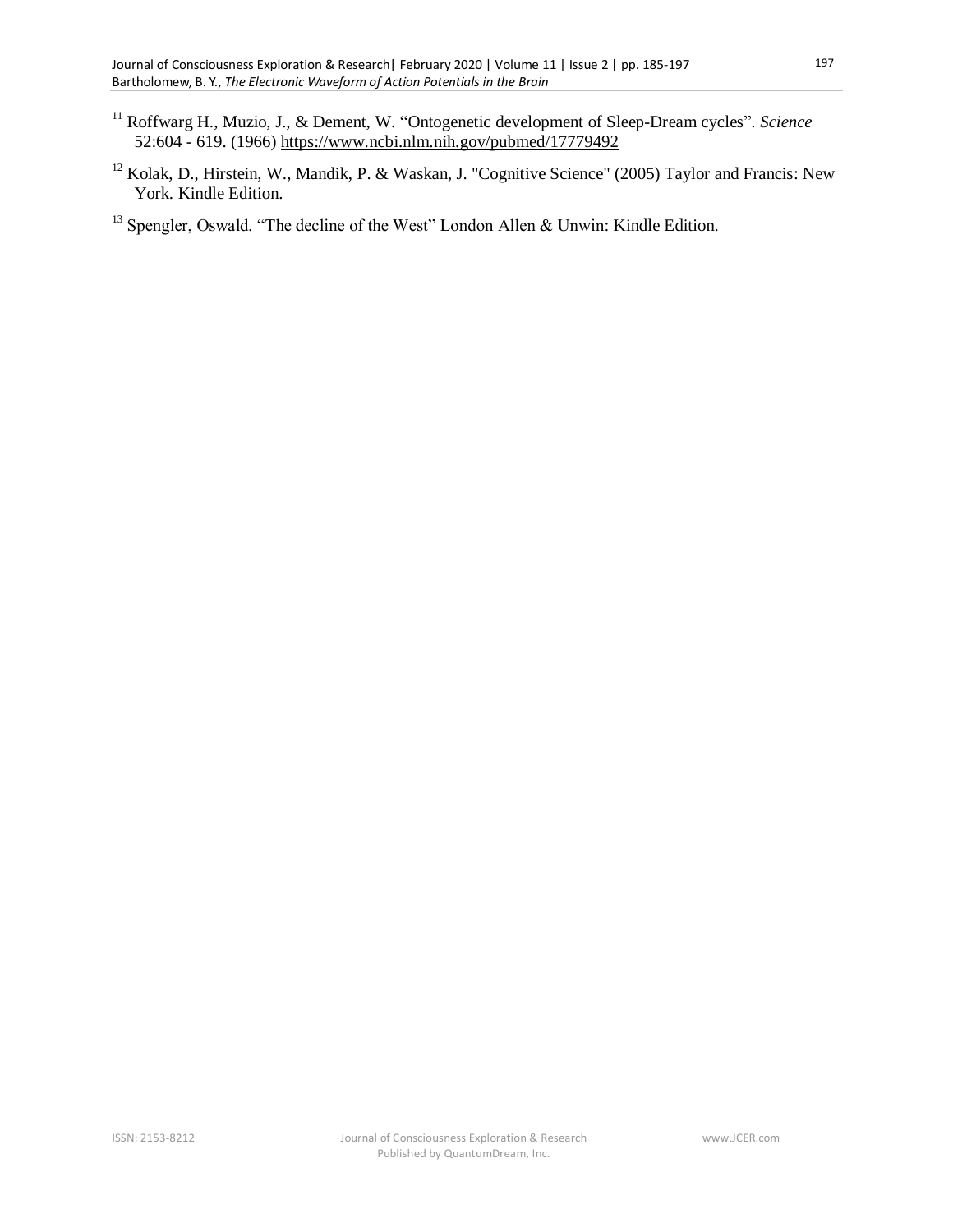[11] Roffwarg H., Muzio, J., & Dement, W. "Ontogenetic development of Sleep-Dream cycles". *Science* 52:604 - 619. (1966) https://www.ncbi.nlm.nih.gov/pubmed/17779492

[12] Kolak, D., Hirstein, W., Mandik, P. & Waskan, J. "Cognitive Science" (2005) Taylor and Francis: New York. Kindle Edition.

[13] Spengler, Oswald. "The decline of the West" London Allen & Unwin: Kindle Edition.